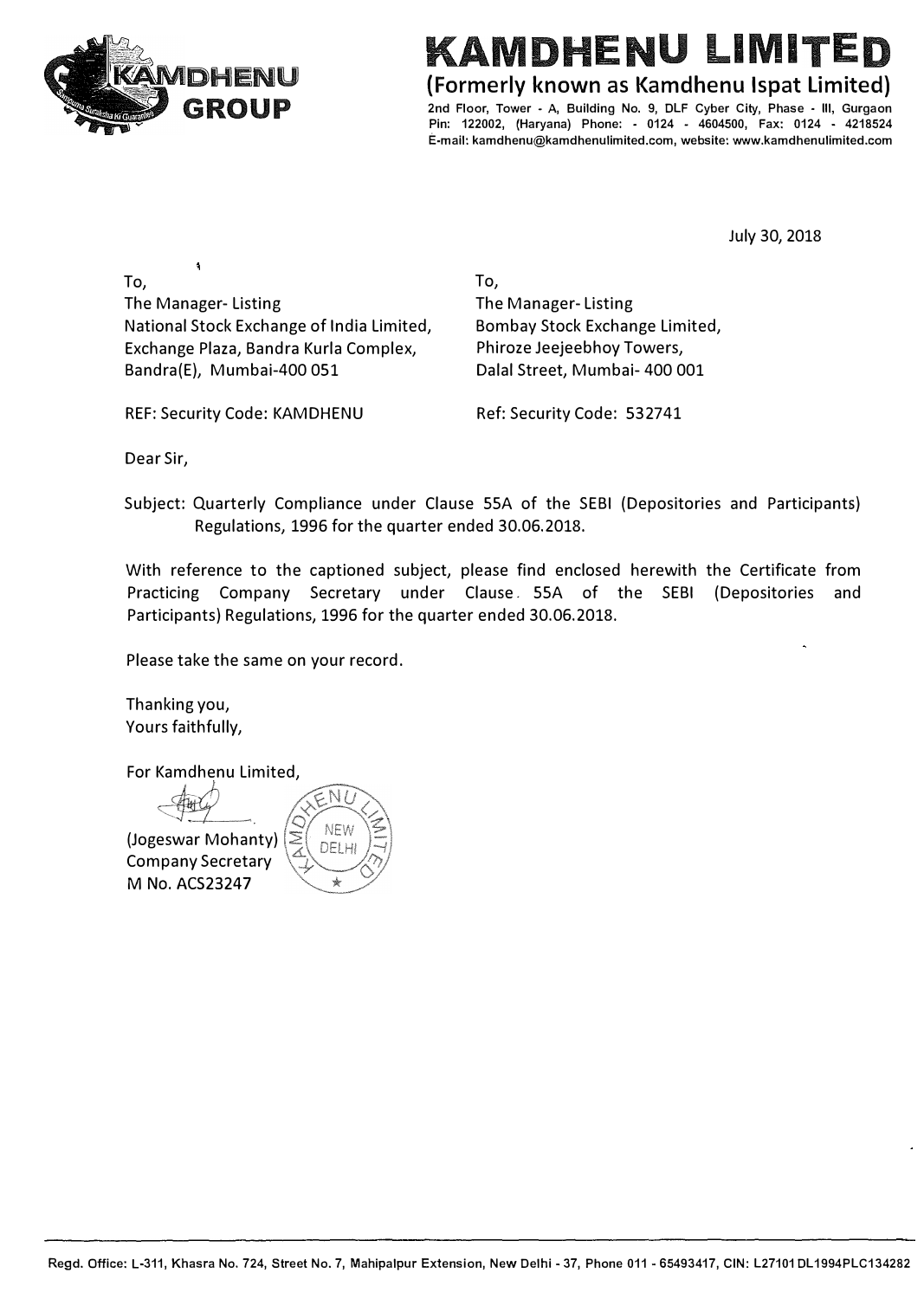# KAMDHENU LIMITED

**(Formerly known as Kamdhenu Ispat Limited)**

2nd Floor, Tower - A, Building No. 9, DLF Cyber City, Phase - III, Gurgaon Pin: 122002, (Haryana) Phone: - 0124 - 4604500, Fax: 0124 - 4218524
E-mail: kamdhenu@kamdhenulimited.com, website: www.kamdhenulimited.com

July 30, 2018

To,
The Manager- Listing
National Stock Exchange of India Limited,
Exchange Plaza, Bandra Kurla Complex,
Bandra(E), Mumbai-400 051

REF: Security Code: KAMDHENU

To,
The Manager- Listing
Bombay Stock Exchange Limited,
Phiroze Jeejeebhoy Towers,
Dalal Street, Mumbai- 400 001

Ref: Security Code: 532741

Dear Sir,

Subject: Quarterly Compliance under Clause 55A of the SEBI (Depositories and Participants) Regulations, 1996 for the quarter ended 30.06.2018.

With reference to the captioned subject, please find enclosed herewith the Certificate from Practicing Company Secretary under Clause 55A of the SEBI (Depositories and Participants) Regulations, 1996 for the quarter ended 30.06.2018.

Please take the same on your record.

Thanking you,
Yours faithfully,

For Kamdhenu Limited,

(Jogeswar Mohanty)
Company Secretary
M No. ACS23247

Regd. Office: L-311, Khasra No. 724, Street No. 7, Mahipalpur Extension, New Delhi - 37, Phone 011 - 65493417, CIN: L27101DL1994PLC134282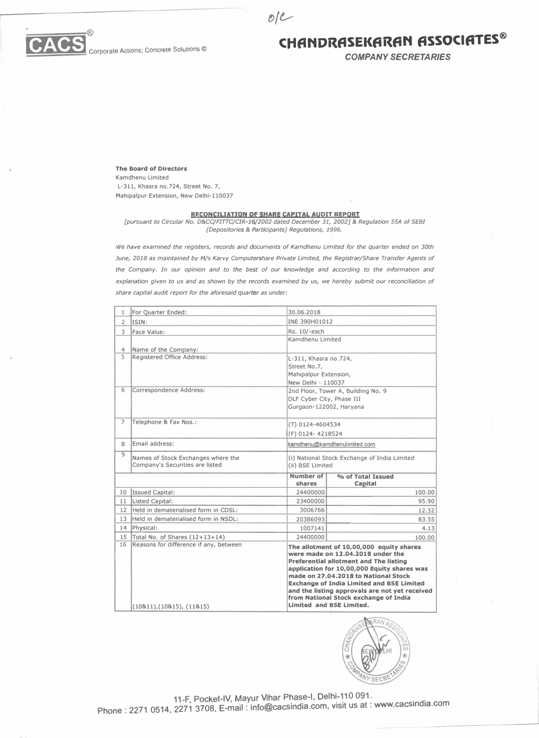o/c

CACS® Corporate Actions; Concrete Solutions ©

# CHANDRASEKARAN ASSOCIATES®

*COMPANY SECRETARIES*

**The Board of Directors**
Kamdhenu Limited
L-311, Khasra no.724, Street No. 7,
Mahipalpur Extension, New Delhi-110037

## RECONCILIATION OF SHARE CAPITAL AUDIT REPORT

*[pursuant to Circular No. D&CC/FITTC/CIR-16/2002 dated December 31, 2002] & Regulation 55A of SEBI (Depositories & Participants) Regulations, 1996.*

*We have examined the registers, records and documents of Kamdhenu Limited for the quarter ended on 30th June, 2018 as maintained by M/s Karvy Computershare Private Limited, the Registrar/Share Transfer Agents of the Company. In our opinion and to the best of our knowledge and according to the information and explanation given to us and as shown by the records examined by us, we hereby submit our reconciliation of share capital audit report for the aforesaid quarter as under:*

| | | | |
|---|---|---|---|
| 1 | For Quarter Ended: | 30.06.2018 | |
| 2 | ISIN: | INE 390H01012 | |
| 3 | Face Value: | Rs. 10/-each | |
| 4 | Name of the Company: | Kamdhenu Limited | |
| 5 | Registered Office Address: | L-311, Khasra no.724, Street No.7, Mahipalpur Extension, New Delhi - 110037 | |
| 6 | Correspondence Address: | 2nd Floor, Tower A, Building No. 9 DLF Cyber City, Phase III Gurgaon-122002, Haryana | |
| 7 | Telephone & Fax Nos.: | (T) 0124-4604534 (F) 0124- 4218524 | |
| 8 | Email address: | kamdhenu@kamdhenulimited.com | |
| 9 | Names of Stock Exchanges where the Company's Securities are listed | (i) National Stock Exchange of India Limited (ii) BSE Limited | |
| | | **Number of shares** | **% of Total Issued Capital** |
| 10 | Issued Capital: | 24400000 | 100.00 |
| 11 | Listed Capital: | 23400000 | 95.90 |
| 12 | Held in dematerialised form in CDSL: | 3006766 | 12.32 |
| 13 | Held in dematerialised form in NSDL: | 20386093 | 83.55 |
| 14 | Physical: | 1007141 | 4.13 |
| 15 | Total No. of Shares (12+13+14) | 24400000 | 100.00 |
| 16 | Reasons for difference if any, between (10&11),(10&15), (11&15) | **The allotment of 10,00,000 equity shares were made on 12.04.2018 under the Preferential allotment and The listing application for 10,00,000 Equity shares was made on 27.04.2018 to National Stock Exchange of India Limited and BSE Limited and the listing approvals are not yet received from National Stock exchange of India Limited and BSE Limited.** | |

11-F, Pocket-IV, Mayur Vihar Phase-I, Delhi-110 091.
Phone : 2271 0514, 2271 3708, E-mail : info@cacsindia.com, visit us at : www.cacsindia.com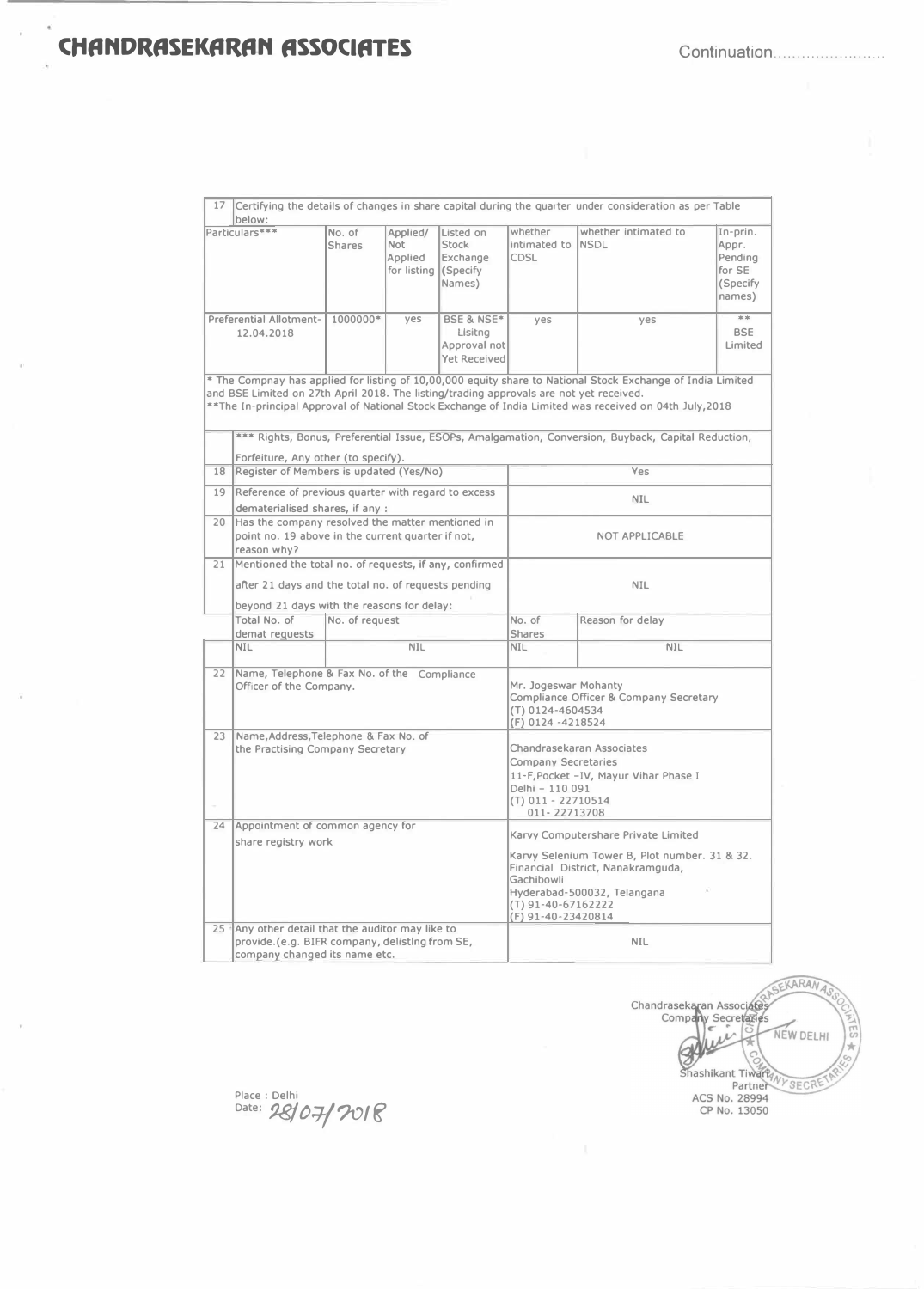# CHANDRASEKARAN ASSOCIATES

Continuation........................

| | | | | | | | |
|---|---|---|---|---|---|---|---|
| 17 | Certifying the details of changes in share capital during the quarter under consideration as per Table below: | | | | | | |
| Particulars*** | | No. of Shares | Applied/ Not Applied for listing | Listed on Stock Exchange (Specify Names) | whether intimated to CDSL | whether intimated to NSDL | In-prin. Appr. Pending for SE (Specify names) |
| Preferential Allotment-12.04.2018 | | 1000000* | yes | BSE & NSE* Lisitng Approval not Yet Received | yes | yes | ** BSE Limited |

\* The Compnay has applied for listing of 10,00,000 equity share to National Stock Exchange of India Limited and BSE Limited on 27th April 2018. The listing/trading approvals are not yet received.
\*\*The In-principal Approval of National Stock Exchange of India Limited was received on 04th July,2018

*** Rights, Bonus, Preferential Issue, ESOPs, Amalgamation, Conversion, Buyback, Capital Reduction, Forfeiture, Any other (to specify).

| | | |
|---|---|---|
| 18 | Register of Members is updated (Yes/No) | Yes |
| 19 | Reference of previous quarter with regard to excess dematerialised shares, if any : | NIL |
| 20 | Has the company resolved the matter mentioned in point no. 19 above in the current quarter if not, reason why? | NOT APPLICABLE |
| 21 | Mentioned the total no. of requests, if any, confirmed after 21 days and the total no. of requests pending beyond 21 days with the reasons for delay: | NIL |

| Total No. of demat requests | No. of request | No. of Shares | Reason for delay |
|---|---|---|---|
| NIL | NIL | NIL | NIL |

| | | |
|---|---|---|
| 22 | Name, Telephone & Fax No. of the Compliance Officer of the Company. | Mr. Jogeswar Mohanty<br>Compliance Officer & Company Secretary<br>(T) 0124-4604534<br>(F) 0124 -4218524 |
| 23 | Name,Address,Telephone & Fax No. of the Practising Company Secretary | Chandrasekaran Associates<br>Company Secretaries<br>11-F,Pocket -IV, Mayur Vihar Phase I<br>Delhi – 110 091<br>(T) 011 - 22710514<br>011- 22713708 |
| 24 | Appointment of common agency for share registry work | Karvy Computershare Private Limited<br>Karvy Selenium Tower B, Plot number. 31 & 32. Financial District, Nanakramguda, Gachibowli<br>Hyderabad-500032, Telangana<br>(T) 91-40-67162222<br>(F) 91-40-23420814 |
| 25 | Any other detail that the auditor may like to provide.(e.g. BIFR company, delisting from SE, company changed its name etc. | NIL |

Chandrasekaran Associates
Company Secretaries

Shashikant Tiwari
Partner
ACS No. 28994
CP No. 13050

Place : Delhi
Date: 28/07/2018